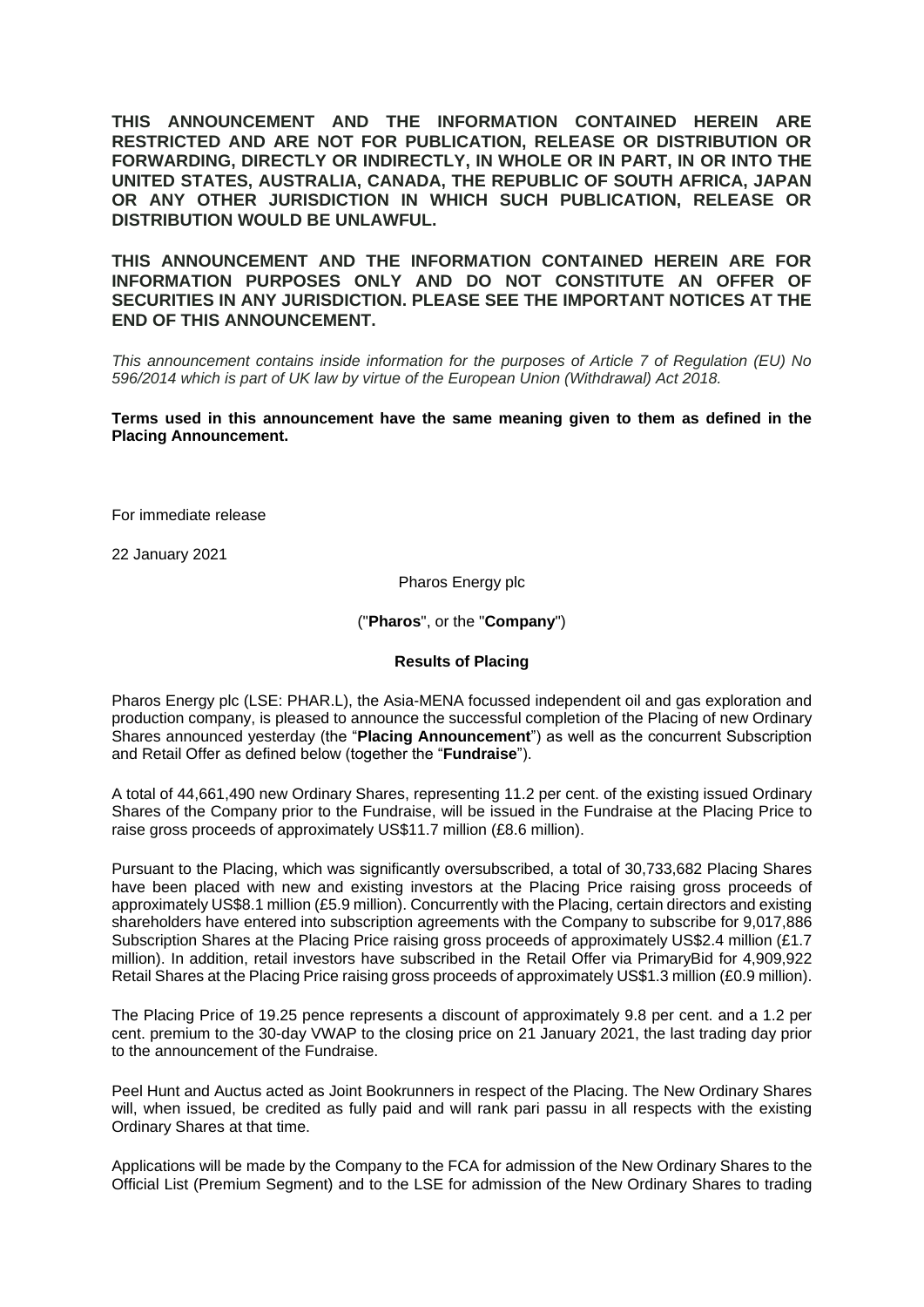**THIS ANNOUNCEMENT AND THE INFORMATION CONTAINED HEREIN ARE RESTRICTED AND ARE NOT FOR PUBLICATION, RELEASE OR DISTRIBUTION OR FORWARDING, DIRECTLY OR INDIRECTLY, IN WHOLE OR IN PART, IN OR INTO THE UNITED STATES, AUSTRALIA, CANADA, THE REPUBLIC OF SOUTH AFRICA, JAPAN OR ANY OTHER JURISDICTION IN WHICH SUCH PUBLICATION, RELEASE OR DISTRIBUTION WOULD BE UNLAWFUL.**

**THIS ANNOUNCEMENT AND THE INFORMATION CONTAINED HEREIN ARE FOR INFORMATION PURPOSES ONLY AND DO NOT CONSTITUTE AN OFFER OF SECURITIES IN ANY JURISDICTION. PLEASE SEE THE IMPORTANT NOTICES AT THE END OF THIS ANNOUNCEMENT.**

*This announcement contains inside information for the purposes of Article 7 of Regulation (EU) No 596/2014 which is part of UK law by virtue of the European Union (Withdrawal) Act 2018.*

**Terms used in this announcement have the same meaning given to them as defined in the Placing Announcement.**

For immediate release

22 January 2021

Pharos Energy plc

("**Pharos**", or the "**Company**")

**Results of Placing**

Pharos Energy plc (LSE: PHAR.L), the Asia-MENA focussed independent oil and gas exploration and production company, is pleased to announce the successful completion of the Placing of new Ordinary Shares announced yesterday (the "**Placing Announcement**") as well as the concurrent Subscription and Retail Offer as defined below (together the "**Fundraise**").

A total of 44,661,490 new Ordinary Shares, representing 11.2 per cent. of the existing issued Ordinary Shares of the Company prior to the Fundraise, will be issued in the Fundraise at the Placing Price to raise gross proceeds of approximately US$11.7 million (£8.6 million).

Pursuant to the Placing, which was significantly oversubscribed, a total of 30,733,682 Placing Shares have been placed with new and existing investors at the Placing Price raising gross proceeds of approximately US$8.1 million (£5.9 million). Concurrently with the Placing, certain directors and existing shareholders have entered into subscription agreements with the Company to subscribe for 9,017,886 Subscription Shares at the Placing Price raising gross proceeds of approximately US$2.4 million (£1.7 million). In addition, retail investors have subscribed in the Retail Offer via PrimaryBid for 4,909,922 Retail Shares at the Placing Price raising gross proceeds of approximately US$1.3 million (£0.9 million).

The Placing Price of 19.25 pence represents a discount of approximately 9.8 per cent. and a 1.2 per cent. premium to the 30-day VWAP to the closing price on 21 January 2021, the last trading day prior to the announcement of the Fundraise.

Peel Hunt and Auctus acted as Joint Bookrunners in respect of the Placing. The New Ordinary Shares will, when issued, be credited as fully paid and will rank pari passu in all respects with the existing Ordinary Shares at that time.

Applications will be made by the Company to the FCA for admission of the New Ordinary Shares to the Official List (Premium Segment) and to the LSE for admission of the New Ordinary Shares to trading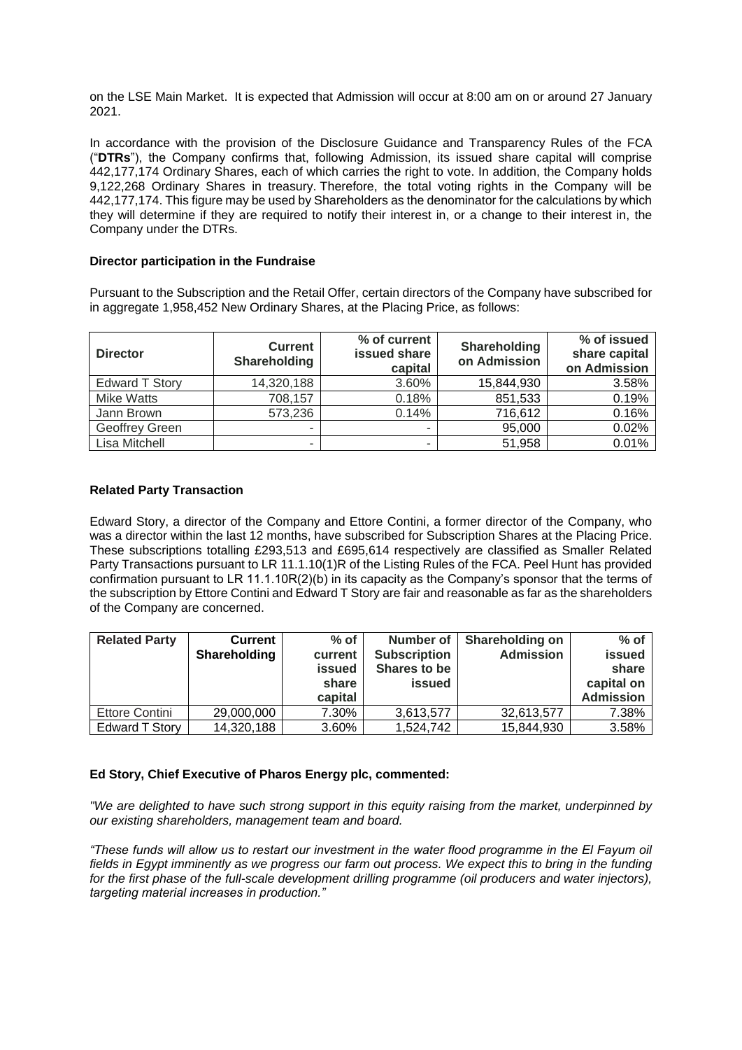on the LSE Main Market. It is expected that Admission will occur at 8:00 am on or around 27 January 2021.

In accordance with the provision of the Disclosure Guidance and Transparency Rules of the FCA ("**DTRs**"), the Company confirms that, following Admission, its issued share capital will comprise 442,177,174 Ordinary Shares, each of which carries the right to vote. In addition, the Company holds 9,122,268 Ordinary Shares in treasury. Therefore, the total voting rights in the Company will be 442,177,174. This figure may be used by Shareholders as the denominator for the calculations by which they will determine if they are required to notify their interest in, or a change to their interest in, the Company under the DTRs.

**Director participation in the Fundraise**

Pursuant to the Subscription and the Retail Offer, certain directors of the Company have subscribed for in aggregate 1,958,452 New Ordinary Shares, at the Placing Price, as follows:

| Director | Current Shareholding | % of current issued share capital | Shareholding on Admission | % of issued share capital on Admission |
|---|---|---|---|---|
| Edward T Story | 14,320,188 | 3.60% | 15,844,930 | 3.58% |
| Mike Watts | 708,157 | 0.18% | 851,533 | 0.19% |
| Jann Brown | 573,236 | 0.14% | 716,612 | 0.16% |
| Geoffrey Green | - | - | 95,000 | 0.02% |
| Lisa Mitchell | - | - | 51,958 | 0.01% |

**Related Party Transaction**

Edward Story, a director of the Company and Ettore Contini, a former director of the Company, who was a director within the last 12 months, have subscribed for Subscription Shares at the Placing Price. These subscriptions totalling £293,513 and £695,614 respectively are classified as Smaller Related Party Transactions pursuant to LR 11.1.10(1)R of the Listing Rules of the FCA. Peel Hunt has provided confirmation pursuant to LR 11.1.10R(2)(b) in its capacity as the Company's sponsor that the terms of the subscription by Ettore Contini and Edward T Story are fair and reasonable as far as the shareholders of the Company are concerned.

| Related Party | Current Shareholding | % of current issued share capital | Number of Subscription Shares to be issued | Shareholding on Admission | % of issued share capital on Admission |
|---|---|---|---|---|---|
| Ettore Contini | 29,000,000 | 7.30% | 3,613,577 | 32,613,577 | 7.38% |
| Edward T Story | 14,320,188 | 3.60% | 1,524,742 | 15,844,930 | 3.58% |

**Ed Story, Chief Executive of Pharos Energy plc, commented:**

*"We are delighted to have such strong support in this equity raising from the market, underpinned by our existing shareholders, management team and board.*

*"These funds will allow us to restart our investment in the water flood programme in the El Fayum oil fields in Egypt imminently as we progress our farm out process. We expect this to bring in the funding for the first phase of the full-scale development drilling programme (oil producers and water injectors), targeting material increases in production."*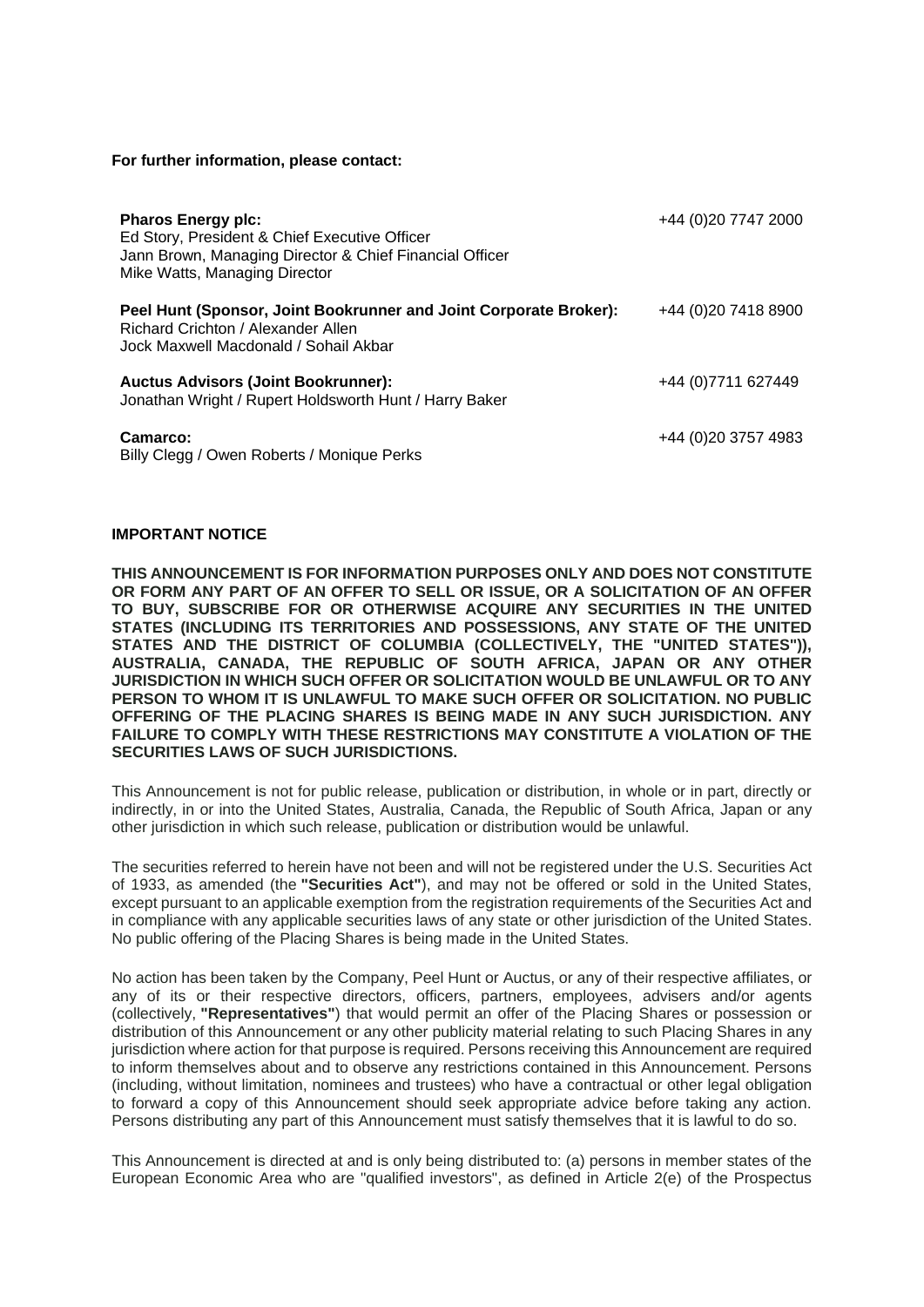**For further information, please contact:**

| | |
|---|---|
| **Pharos Energy plc:**<br>Ed Story, President & Chief Executive Officer<br>Jann Brown, Managing Director & Chief Financial Officer<br>Mike Watts, Managing Director | +44 (0)20 7747 2000 |
| **Peel Hunt (Sponsor, Joint Bookrunner and Joint Corporate Broker):**<br>Richard Crichton / Alexander Allen<br>Jock Maxwell Macdonald / Sohail Akbar | +44 (0)20 7418 8900 |
| **Auctus Advisors (Joint Bookrunner):**<br>Jonathan Wright / Rupert Holdsworth Hunt / Harry Baker | +44 (0)7711 627449 |
| **Camarco:**<br>Billy Clegg / Owen Roberts / Monique Perks | +44 (0)20 3757 4983 |

**IMPORTANT NOTICE**

**THIS ANNOUNCEMENT IS FOR INFORMATION PURPOSES ONLY AND DOES NOT CONSTITUTE OR FORM ANY PART OF AN OFFER TO SELL OR ISSUE, OR A SOLICITATION OF AN OFFER TO BUY, SUBSCRIBE FOR OR OTHERWISE ACQUIRE ANY SECURITIES IN THE UNITED STATES (INCLUDING ITS TERRITORIES AND POSSESSIONS, ANY STATE OF THE UNITED STATES AND THE DISTRICT OF COLUMBIA (COLLECTIVELY, THE "UNITED STATES")), AUSTRALIA, CANADA, THE REPUBLIC OF SOUTH AFRICA, JAPAN OR ANY OTHER JURISDICTION IN WHICH SUCH OFFER OR SOLICITATION WOULD BE UNLAWFUL OR TO ANY PERSON TO WHOM IT IS UNLAWFUL TO MAKE SUCH OFFER OR SOLICITATION. NO PUBLIC OFFERING OF THE PLACING SHARES IS BEING MADE IN ANY SUCH JURISDICTION. ANY FAILURE TO COMPLY WITH THESE RESTRICTIONS MAY CONSTITUTE A VIOLATION OF THE SECURITIES LAWS OF SUCH JURISDICTIONS.**

This Announcement is not for public release, publication or distribution, in whole or in part, directly or indirectly, in or into the United States, Australia, Canada, the Republic of South Africa, Japan or any other jurisdiction in which such release, publication or distribution would be unlawful.

The securities referred to herein have not been and will not be registered under the U.S. Securities Act of 1933, as amended (the **"Securities Act"**), and may not be offered or sold in the United States, except pursuant to an applicable exemption from the registration requirements of the Securities Act and in compliance with any applicable securities laws of any state or other jurisdiction of the United States. No public offering of the Placing Shares is being made in the United States.

No action has been taken by the Company, Peel Hunt or Auctus, or any of their respective affiliates, or any of its or their respective directors, officers, partners, employees, advisers and/or agents (collectively, **"Representatives"**) that would permit an offer of the Placing Shares or possession or distribution of this Announcement or any other publicity material relating to such Placing Shares in any jurisdiction where action for that purpose is required. Persons receiving this Announcement are required to inform themselves about and to observe any restrictions contained in this Announcement. Persons (including, without limitation, nominees and trustees) who have a contractual or other legal obligation to forward a copy of this Announcement should seek appropriate advice before taking any action. Persons distributing any part of this Announcement must satisfy themselves that it is lawful to do so.

This Announcement is directed at and is only being distributed to: (a) persons in member states of the European Economic Area who are "qualified investors", as defined in Article 2(e) of the Prospectus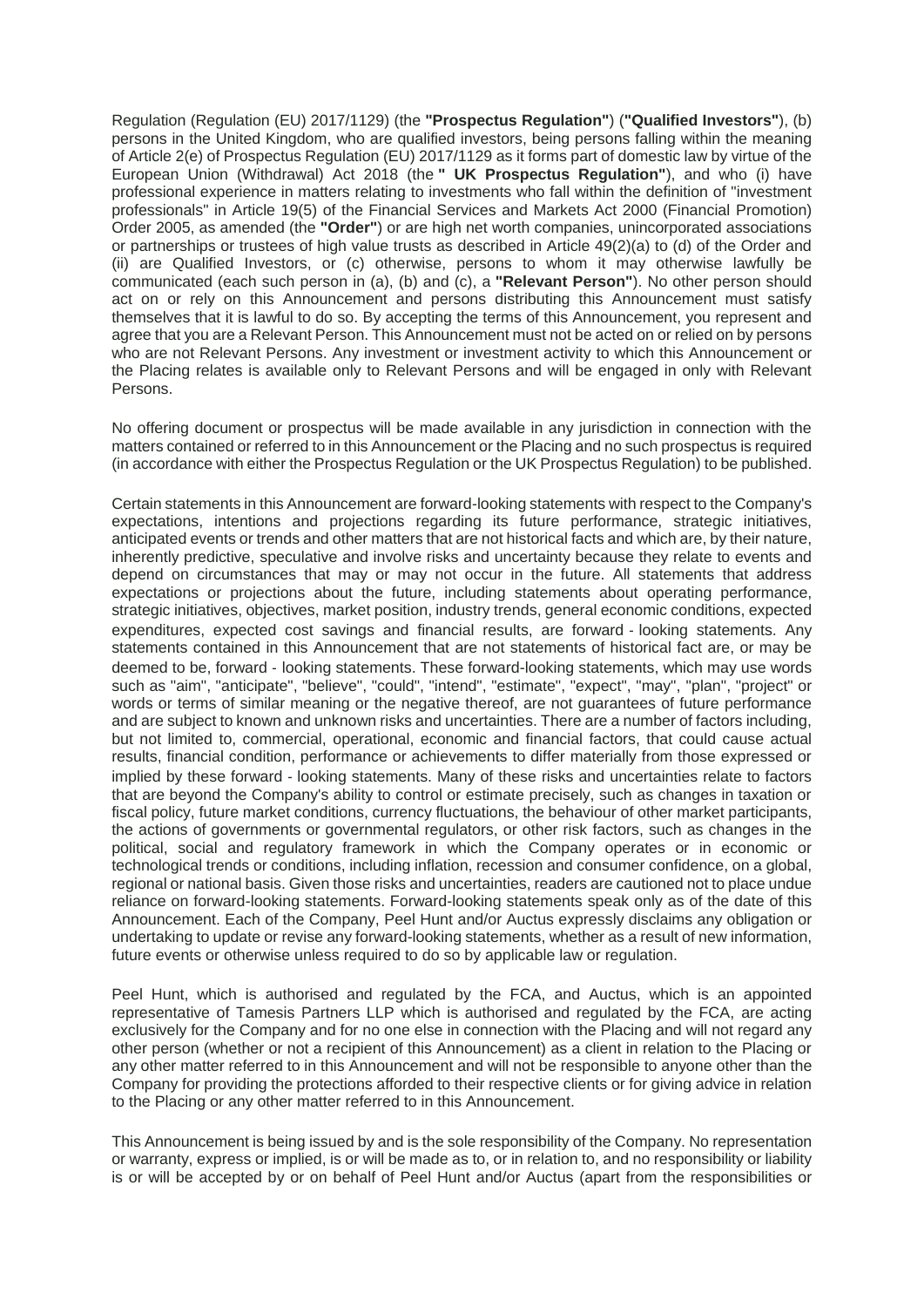Regulation (Regulation (EU) 2017/1129) (the **"Prospectus Regulation"**) (**"Qualified Investors"**), (b) persons in the United Kingdom, who are qualified investors, being persons falling within the meaning of Article 2(e) of Prospectus Regulation (EU) 2017/1129 as it forms part of domestic law by virtue of the European Union (Withdrawal) Act 2018 (the **" UK Prospectus Regulation"**), and who (i) have professional experience in matters relating to investments who fall within the definition of "investment professionals" in Article 19(5) of the Financial Services and Markets Act 2000 (Financial Promotion) Order 2005, as amended (the **"Order"**) or are high net worth companies, unincorporated associations or partnerships or trustees of high value trusts as described in Article 49(2)(a) to (d) of the Order and (ii) are Qualified Investors, or (c) otherwise, persons to whom it may otherwise lawfully be communicated (each such person in (a), (b) and (c), a **"Relevant Person"**). No other person should act on or rely on this Announcement and persons distributing this Announcement must satisfy themselves that it is lawful to do so. By accepting the terms of this Announcement, you represent and agree that you are a Relevant Person. This Announcement must not be acted on or relied on by persons who are not Relevant Persons. Any investment or investment activity to which this Announcement or the Placing relates is available only to Relevant Persons and will be engaged in only with Relevant Persons.

No offering document or prospectus will be made available in any jurisdiction in connection with the matters contained or referred to in this Announcement or the Placing and no such prospectus is required (in accordance with either the Prospectus Regulation or the UK Prospectus Regulation) to be published.

Certain statements in this Announcement are forward-looking statements with respect to the Company's expectations, intentions and projections regarding its future performance, strategic initiatives, anticipated events or trends and other matters that are not historical facts and which are, by their nature, inherently predictive, speculative and involve risks and uncertainty because they relate to events and depend on circumstances that may or may not occur in the future. All statements that address expectations or projections about the future, including statements about operating performance, strategic initiatives, objectives, market position, industry trends, general economic conditions, expected expenditures, expected cost savings and financial results, are forward - looking statements. Any statements contained in this Announcement that are not statements of historical fact are, or may be deemed to be, forward - looking statements. These forward-looking statements, which may use words such as "aim", "anticipate", "believe", "could", "intend", "estimate", "expect", "may", "plan", "project" or words or terms of similar meaning or the negative thereof, are not guarantees of future performance and are subject to known and unknown risks and uncertainties. There are a number of factors including, but not limited to, commercial, operational, economic and financial factors, that could cause actual results, financial condition, performance or achievements to differ materially from those expressed or implied by these forward - looking statements. Many of these risks and uncertainties relate to factors that are beyond the Company's ability to control or estimate precisely, such as changes in taxation or fiscal policy, future market conditions, currency fluctuations, the behaviour of other market participants, the actions of governments or governmental regulators, or other risk factors, such as changes in the political, social and regulatory framework in which the Company operates or in economic or technological trends or conditions, including inflation, recession and consumer confidence, on a global, regional or national basis. Given those risks and uncertainties, readers are cautioned not to place undue reliance on forward-looking statements. Forward-looking statements speak only as of the date of this Announcement. Each of the Company, Peel Hunt and/or Auctus expressly disclaims any obligation or undertaking to update or revise any forward-looking statements, whether as a result of new information, future events or otherwise unless required to do so by applicable law or regulation.

Peel Hunt, which is authorised and regulated by the FCA, and Auctus, which is an appointed representative of Tamesis Partners LLP which is authorised and regulated by the FCA, are acting exclusively for the Company and for no one else in connection with the Placing and will not regard any other person (whether or not a recipient of this Announcement) as a client in relation to the Placing or any other matter referred to in this Announcement and will not be responsible to anyone other than the Company for providing the protections afforded to their respective clients or for giving advice in relation to the Placing or any other matter referred to in this Announcement.

This Announcement is being issued by and is the sole responsibility of the Company. No representation or warranty, express or implied, is or will be made as to, or in relation to, and no responsibility or liability is or will be accepted by or on behalf of Peel Hunt and/or Auctus (apart from the responsibilities or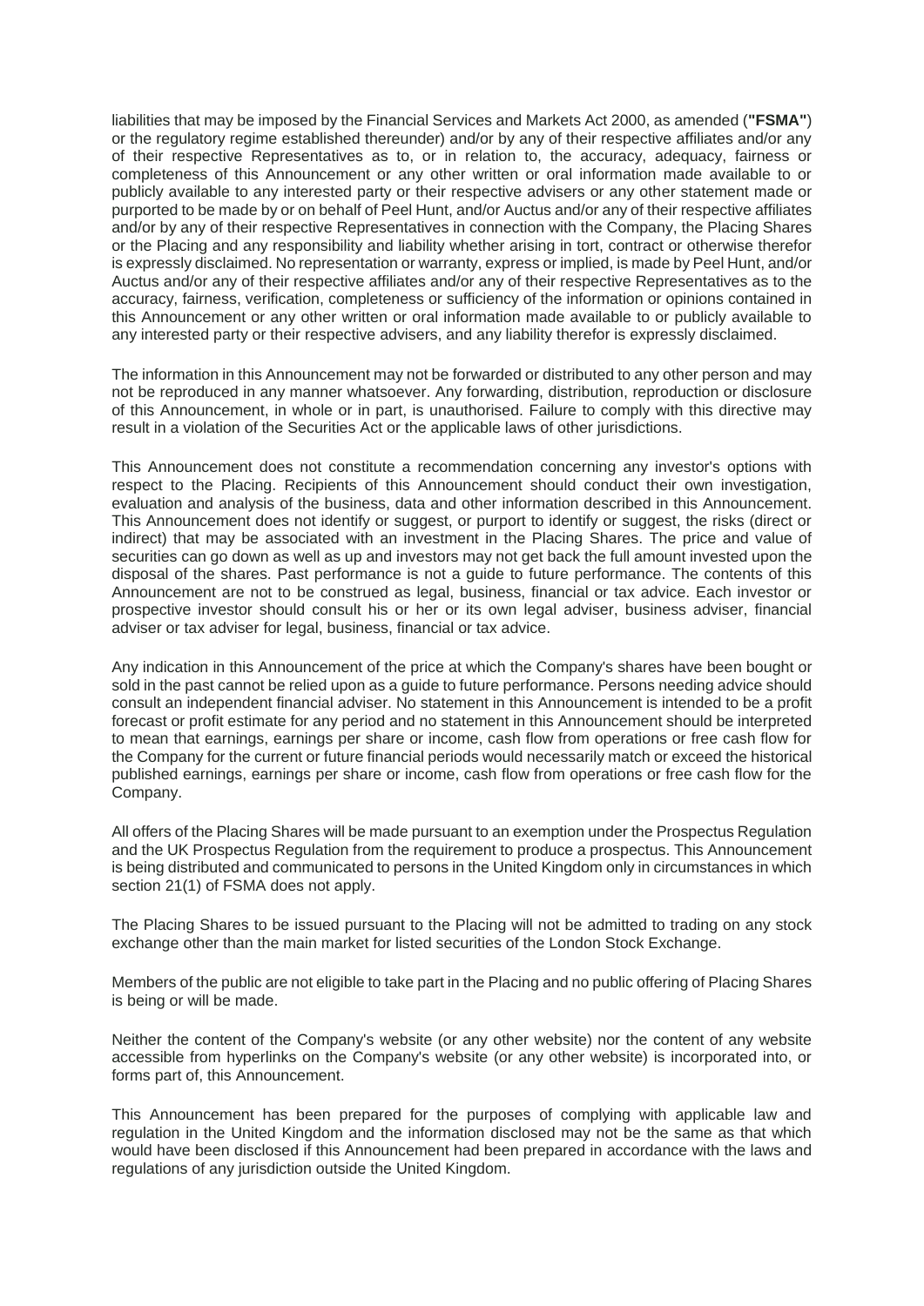liabilities that may be imposed by the Financial Services and Markets Act 2000, as amended (**"FSMA"**) or the regulatory regime established thereunder) and/or by any of their respective affiliates and/or any of their respective Representatives as to, or in relation to, the accuracy, adequacy, fairness or completeness of this Announcement or any other written or oral information made available to or publicly available to any interested party or their respective advisers or any other statement made or purported to be made by or on behalf of Peel Hunt, and/or Auctus and/or any of their respective affiliates and/or by any of their respective Representatives in connection with the Company, the Placing Shares or the Placing and any responsibility and liability whether arising in tort, contract or otherwise therefor is expressly disclaimed. No representation or warranty, express or implied, is made by Peel Hunt, and/or Auctus and/or any of their respective affiliates and/or any of their respective Representatives as to the accuracy, fairness, verification, completeness or sufficiency of the information or opinions contained in this Announcement or any other written or oral information made available to or publicly available to any interested party or their respective advisers, and any liability therefor is expressly disclaimed.

The information in this Announcement may not be forwarded or distributed to any other person and may not be reproduced in any manner whatsoever. Any forwarding, distribution, reproduction or disclosure of this Announcement, in whole or in part, is unauthorised. Failure to comply with this directive may result in a violation of the Securities Act or the applicable laws of other jurisdictions.

This Announcement does not constitute a recommendation concerning any investor's options with respect to the Placing. Recipients of this Announcement should conduct their own investigation, evaluation and analysis of the business, data and other information described in this Announcement. This Announcement does not identify or suggest, or purport to identify or suggest, the risks (direct or indirect) that may be associated with an investment in the Placing Shares. The price and value of securities can go down as well as up and investors may not get back the full amount invested upon the disposal of the shares. Past performance is not a guide to future performance. The contents of this Announcement are not to be construed as legal, business, financial or tax advice. Each investor or prospective investor should consult his or her or its own legal adviser, business adviser, financial adviser or tax adviser for legal, business, financial or tax advice.

Any indication in this Announcement of the price at which the Company's shares have been bought or sold in the past cannot be relied upon as a guide to future performance. Persons needing advice should consult an independent financial adviser. No statement in this Announcement is intended to be a profit forecast or profit estimate for any period and no statement in this Announcement should be interpreted to mean that earnings, earnings per share or income, cash flow from operations or free cash flow for the Company for the current or future financial periods would necessarily match or exceed the historical published earnings, earnings per share or income, cash flow from operations or free cash flow for the Company.

All offers of the Placing Shares will be made pursuant to an exemption under the Prospectus Regulation and the UK Prospectus Regulation from the requirement to produce a prospectus. This Announcement is being distributed and communicated to persons in the United Kingdom only in circumstances in which section 21(1) of FSMA does not apply.

The Placing Shares to be issued pursuant to the Placing will not be admitted to trading on any stock exchange other than the main market for listed securities of the London Stock Exchange.

Members of the public are not eligible to take part in the Placing and no public offering of Placing Shares is being or will be made.

Neither the content of the Company's website (or any other website) nor the content of any website accessible from hyperlinks on the Company's website (or any other website) is incorporated into, or forms part of, this Announcement.

This Announcement has been prepared for the purposes of complying with applicable law and regulation in the United Kingdom and the information disclosed may not be the same as that which would have been disclosed if this Announcement had been prepared in accordance with the laws and regulations of any jurisdiction outside the United Kingdom.